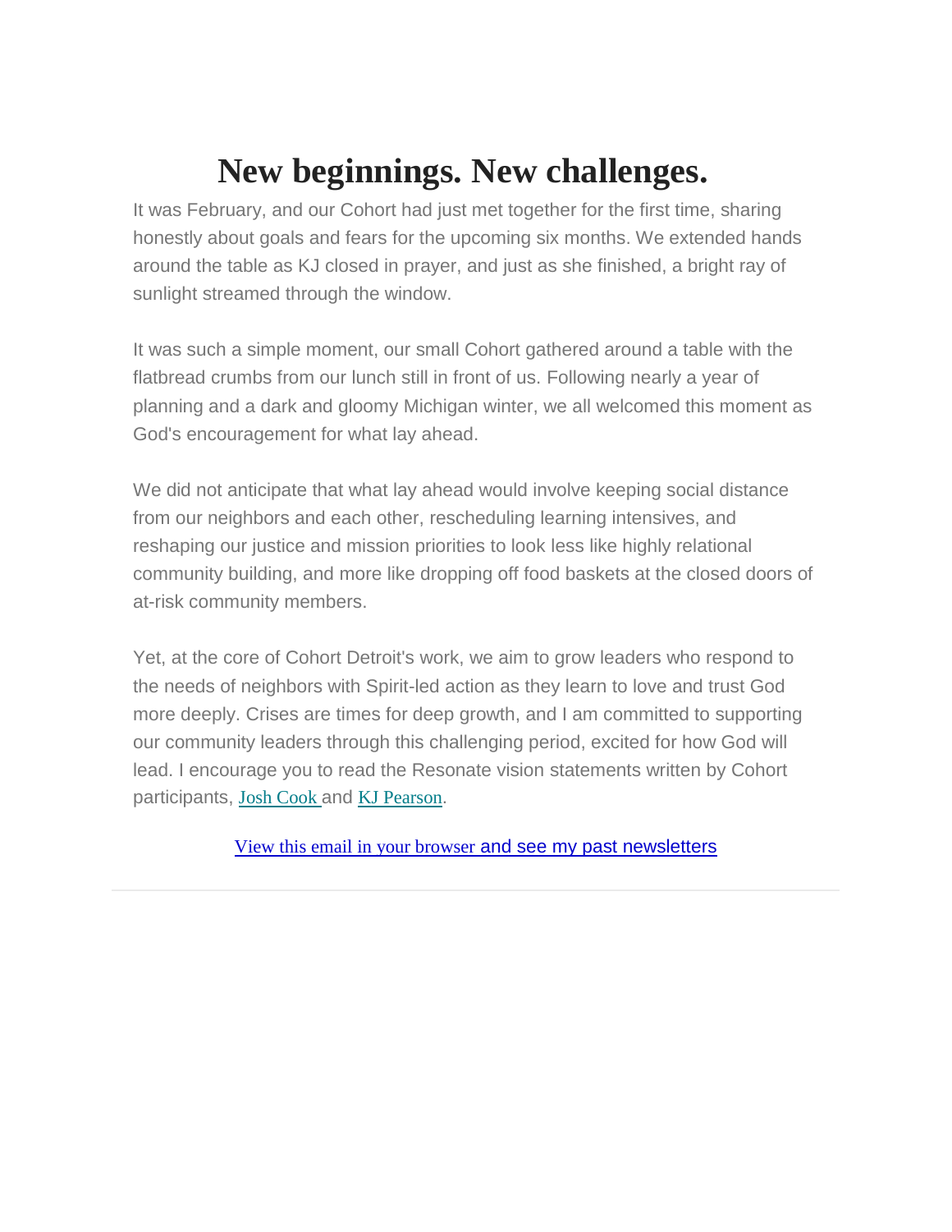# New beginnings. New challenges.

It was February, and our Cohort had just met together for the first time, sharing honestly about goals and fears for the upcoming six months. We extended hands around the table as KJ closed in prayer, and just as she finished, a bright ray of sunlight streamed through the window.

It was such a simple moment, our small Cohort gathered around a table with the flatbread crumbs from our lunch still in front of us. Following nearly a year of planning and a dark and gloomy Michigan winter, we all welcomed this moment as God's encouragement for what lay ahead.

We did not anticipate that what lay ahead would involve keeping social distance from our neighbors and each other, rescheduling learning intensives, and reshaping our justice and mission priorities to look less like highly relational community building, and more like dropping off food baskets at the closed doors of at-risk community members.

Yet, at the core of Cohort Detroit's work, we aim to grow leaders who respond to the needs of neighbors with Spirit-led action as they learn to love and trust God more deeply. Crises are times for deep growth, and I am committed to supporting our community leaders through this challenging period, excited for how God will lead. I encourage you to read the Resonate vision statements written by Cohort participants, Josh Cook and KJ Pearson.

View this email in your browser and see my past newsletters

---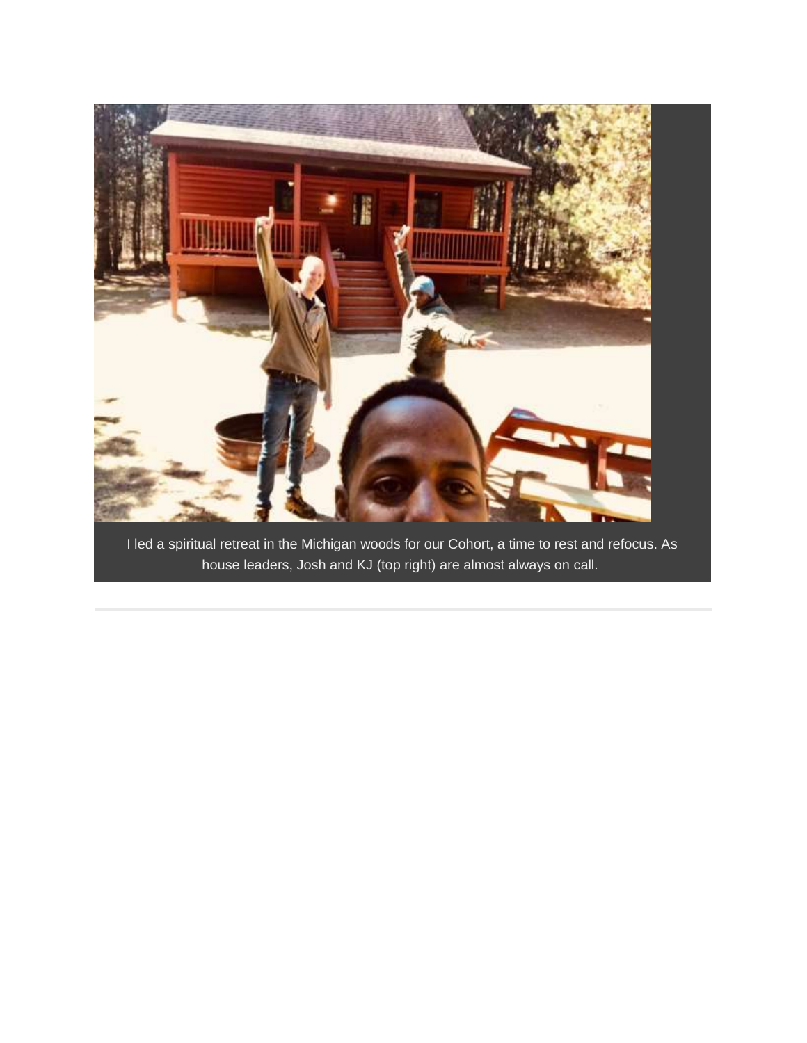I led a spiritual retreat in the Michigan woods for our Cohort, a time to rest and refocus. As house leaders, Josh and KJ (top right) are almost always on call.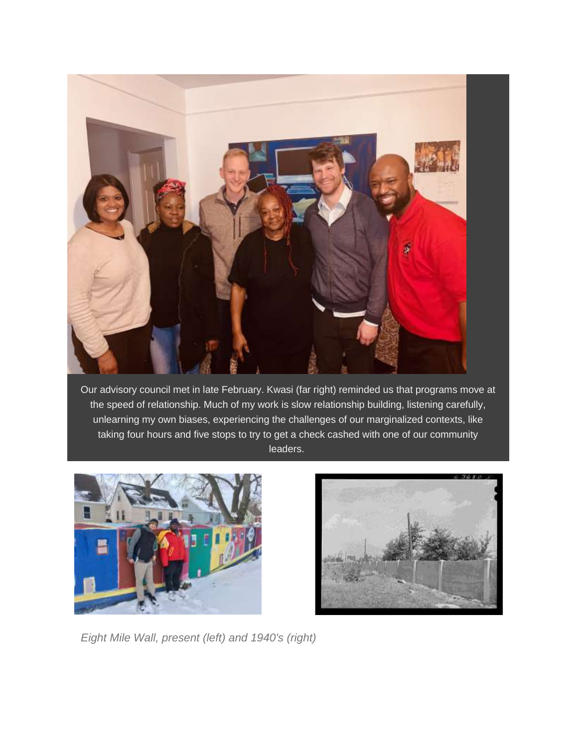Our advisory council met in late February. Kwasi (far right) reminded us that programs move at the speed of relationship. Much of my work is slow relationship building, listening carefully, unlearning my own biases, experiencing the challenges of our marginalized contexts, like taking four hours and five stops to try to get a check cashed with one of our community leaders.

*Eight Mile Wall, present (left) and 1940's (right)*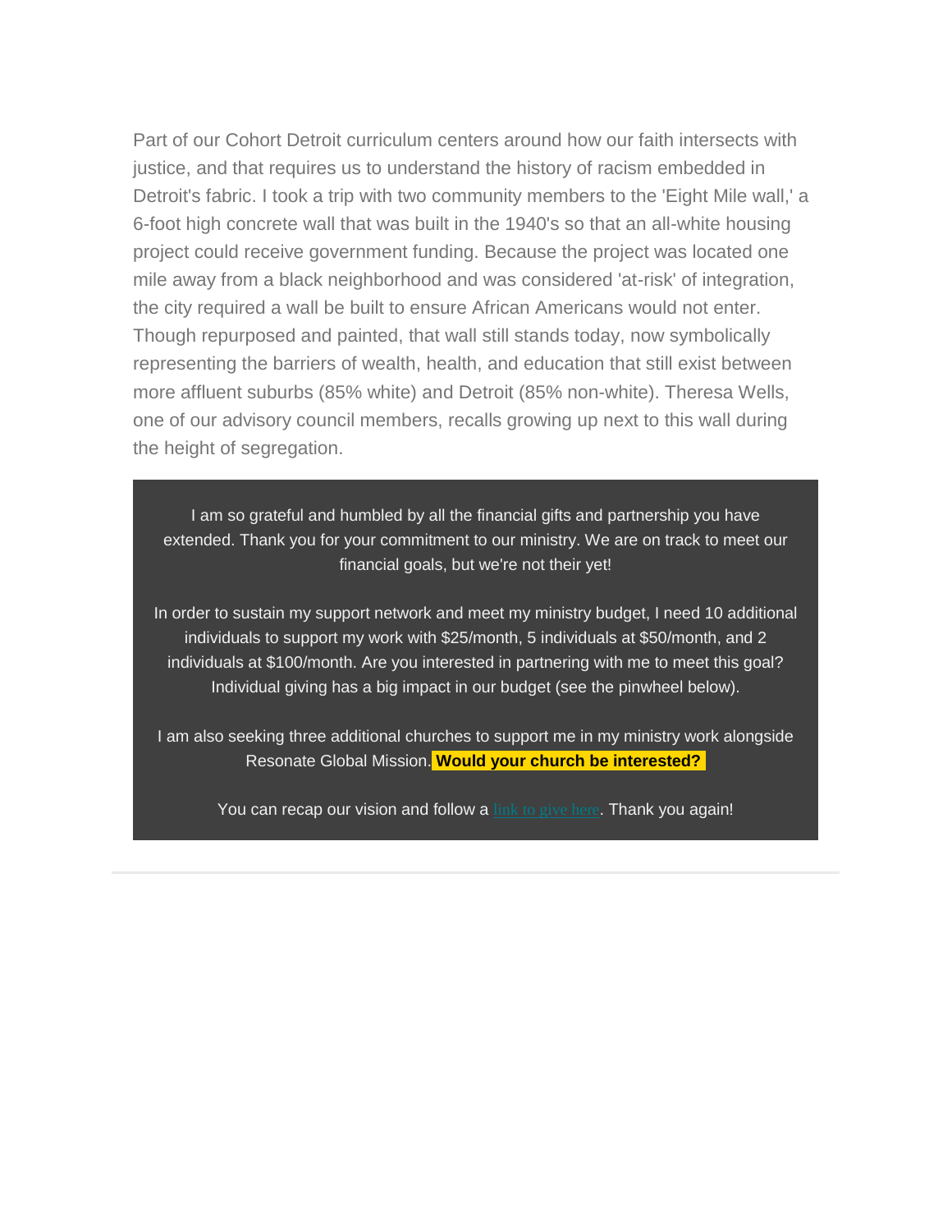Part of our Cohort Detroit curriculum centers around how our faith intersects with justice, and that requires us to understand the history of racism embedded in Detroit's fabric. I took a trip with two community members to the 'Eight Mile wall,' a 6-foot high concrete wall that was built in the 1940's so that an all-white housing project could receive government funding. Because the project was located one mile away from a black neighborhood and was considered 'at-risk' of integration, the city required a wall be built to ensure African Americans would not enter. Though repurposed and painted, that wall still stands today, now symbolically representing the barriers of wealth, health, and education that still exist between more affluent suburbs (85% white) and Detroit (85% non-white). Theresa Wells, one of our advisory council members, recalls growing up next to this wall during the height of segregation.

I am so grateful and humbled by all the financial gifts and partnership you have extended. Thank you for your commitment to our ministry. We are on track to meet our financial goals, but we're not their yet!

In order to sustain my support network and meet my ministry budget, I need 10 additional individuals to support my work with $25/month, 5 individuals at $50/month, and 2 individuals at $100/month. Are you interested in partnering with me to meet this goal? Individual giving has a big impact in our budget (see the pinwheel below).

I am also seeking three additional churches to support me in my ministry work alongside Resonate Global Mission. **Would your church be interested?**

You can recap our vision and follow a link to give here. Thank you again!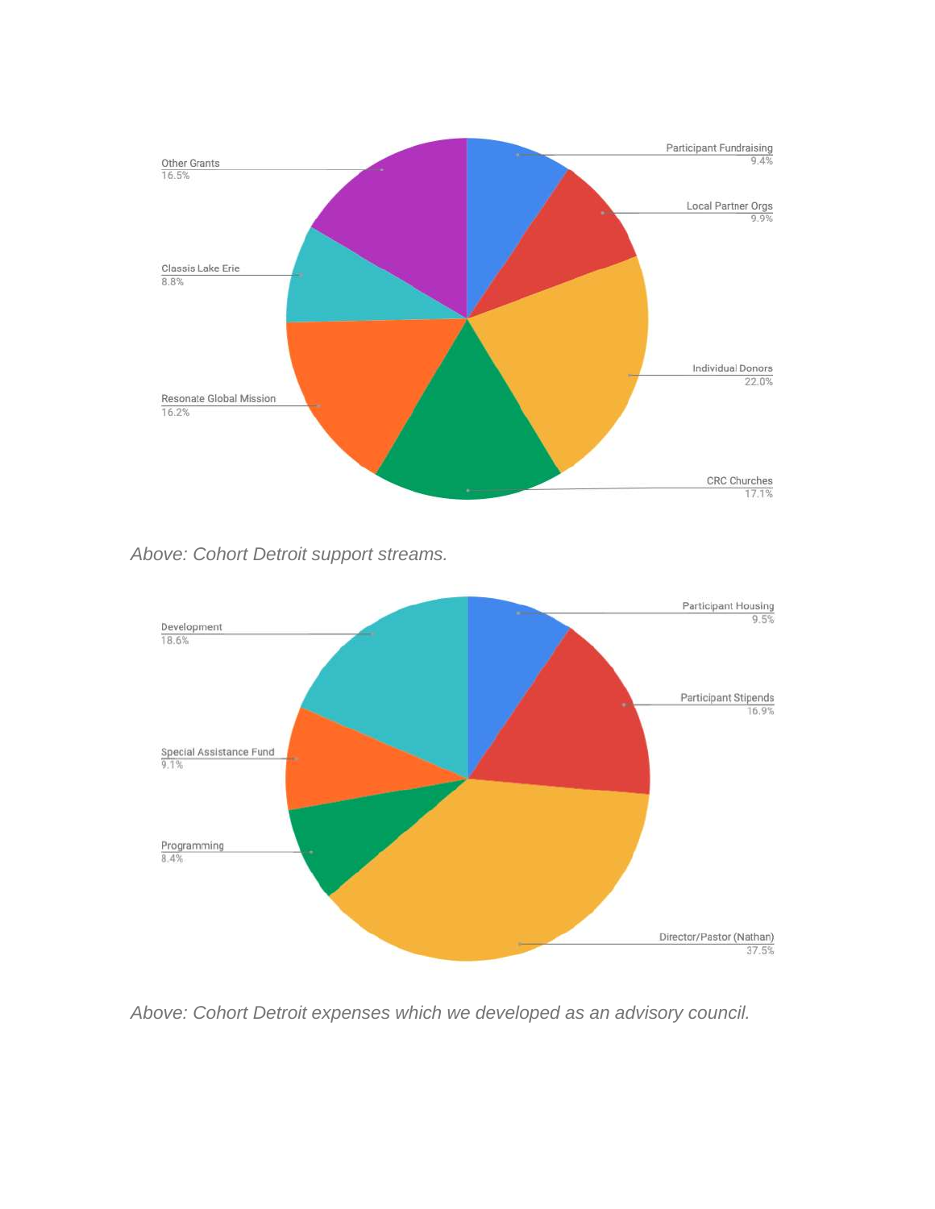| Support Stream | Share |
| --- | --- |
| Participant Fundraising | 9.4% |
| Local Partner Orgs | 9.9% |
| Individual Donors | 22.0% |
| CRC Churches | 17.1% |
| Resonate Global Mission | 16.2% |
| Classis Lake Erie | 8.8% |
| Other Grants | 16.5% |

*Above: Cohort Detroit support streams.*

| Expense | Share |
| --- | --- |
| Participant Housing | 9.5% |
| Participant Stipends | 16.9% |
| Director/Pastor (Nathan) | 37.5% |
| Programming | 8.4% |
| Special Assistance Fund | 9.1% |
| Development | 18.6% |

*Above: Cohort Detroit expenses which we developed as an advisory council.*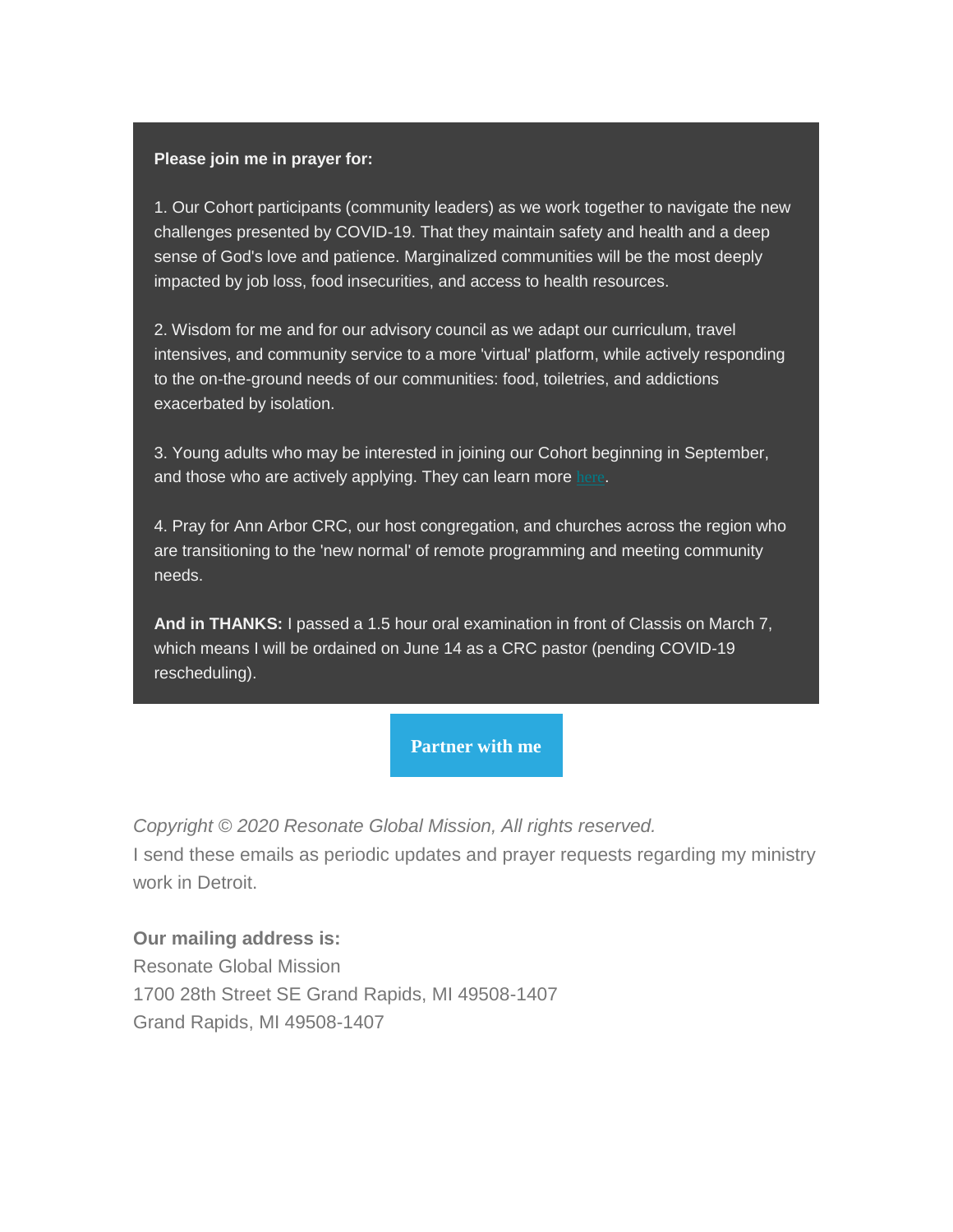**Please join me in prayer for:**

1. Our Cohort participants (community leaders) as we work together to navigate the new challenges presented by COVID-19. That they maintain safety and health and a deep sense of God's love and patience. Marginalized communities will be the most deeply impacted by job loss, food insecurities, and access to health resources.

2. Wisdom for me and for our advisory council as we adapt our curriculum, travel intensives, and community service to a more 'virtual' platform, while actively responding to the on-the-ground needs of our communities: food, toiletries, and addictions exacerbated by isolation.

3. Young adults who may be interested in joining our Cohort beginning in September, and those who are actively applying. They can learn more here.

4. Pray for Ann Arbor CRC, our host congregation, and churches across the region who are transitioning to the 'new normal' of remote programming and meeting community needs.

**And in THANKS:** I passed a 1.5 hour oral examination in front of Classis on March 7, which means I will be ordained on June 14 as a CRC pastor (pending COVID-19 rescheduling).

**Partner with me**

*Copyright © 2020 Resonate Global Mission, All rights reserved.*
I send these emails as periodic updates and prayer requests regarding my ministry work in Detroit.

**Our mailing address is:**
Resonate Global Mission
1700 28th Street SE Grand Rapids, MI 49508-1407
Grand Rapids, MI 49508-1407